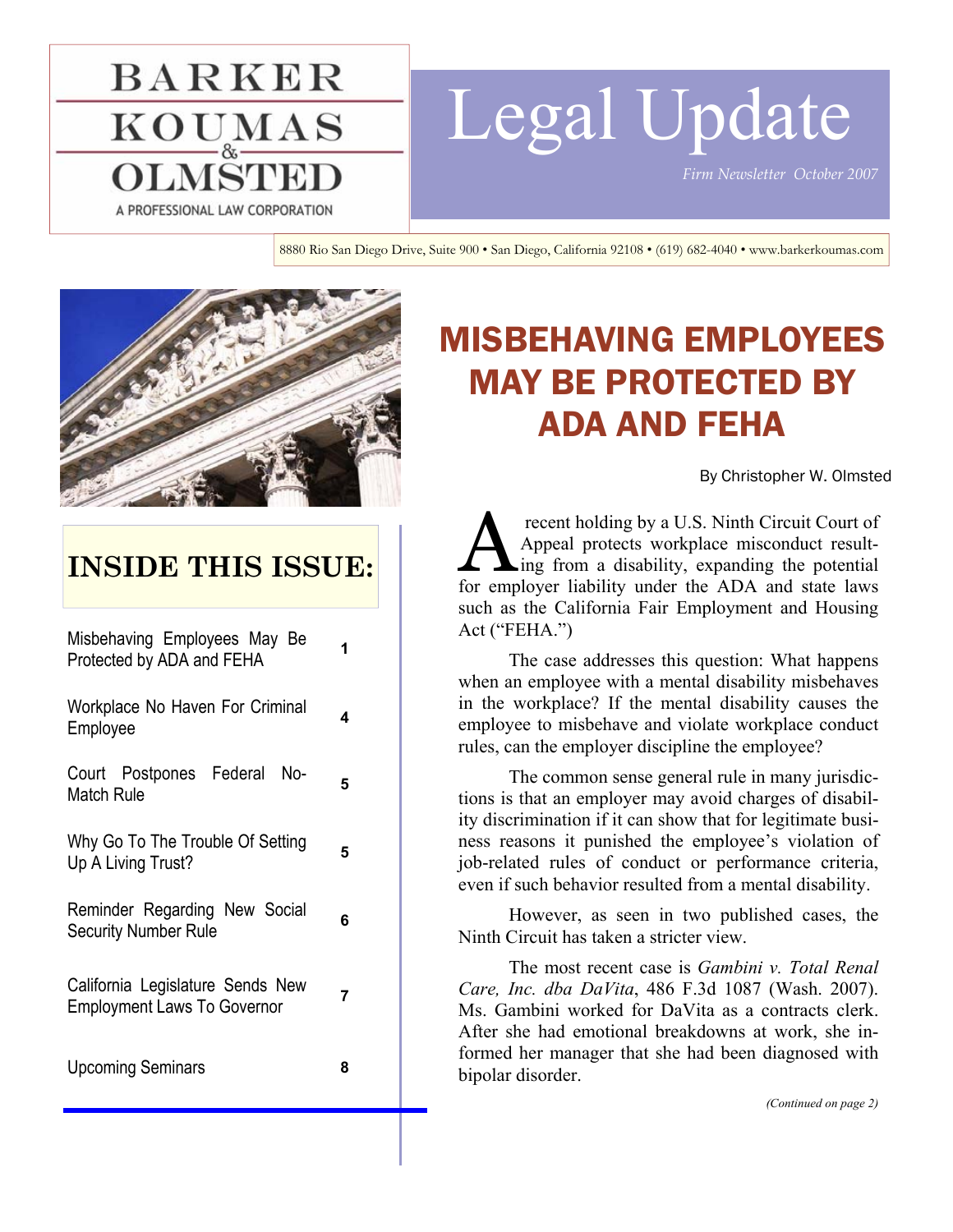# BARKER KOUMAS & OLMSTED

A PROFESSIONAL LAW CORPORATION

# Legal Update

*Firm Newsletter October 2007*

8880 Rio San Diego Drive, Suite 900 • San Diego, California 92108 • (619) 682-4040 • www.barkerkoumas.com

## INSIDE THIS ISSUE:

| | |
|---|---|
| Misbehaving Employees May Be Protected by ADA and FEHA | 1 |
| Workplace No Haven For Criminal Employee | 4 |
| Court Postpones Federal No-Match Rule | 5 |
| Why Go To The Trouble Of Setting Up A Living Trust? | 5 |
| Reminder Regarding New Social Security Number Rule | 6 |
| California Legislature Sends New Employment Laws To Governor | 7 |
| Upcoming Seminars | 8 |

# MISBEHAVING EMPLOYEES MAY BE PROTECTED BY ADA AND FEHA

By Christopher W. Olmsted

A recent holding by a U.S. Ninth Circuit Court of Appeal protects workplace misconduct resulting from a disability, expanding the potential for employer liability under the ADA and state laws such as the California Fair Employment and Housing Act ("FEHA.")

The case addresses this question: What happens when an employee with a mental disability misbehaves in the workplace? If the mental disability causes the employee to misbehave and violate workplace conduct rules, can the employer discipline the employee?

The common sense general rule in many jurisdictions is that an employer may avoid charges of disability discrimination if it can show that for legitimate business reasons it punished the employee's violation of job-related rules of conduct or performance criteria, even if such behavior resulted from a mental disability.

However, as seen in two published cases, the Ninth Circuit has taken a stricter view.

The most recent case is *Gambini v. Total Renal Care, Inc. dba DaVita*, 486 F.3d 1087 (Wash. 2007). Ms. Gambini worked for DaVita as a contracts clerk. After she had emotional breakdowns at work, she informed her manager that she had been diagnosed with bipolar disorder.

*(Continued on page 2)*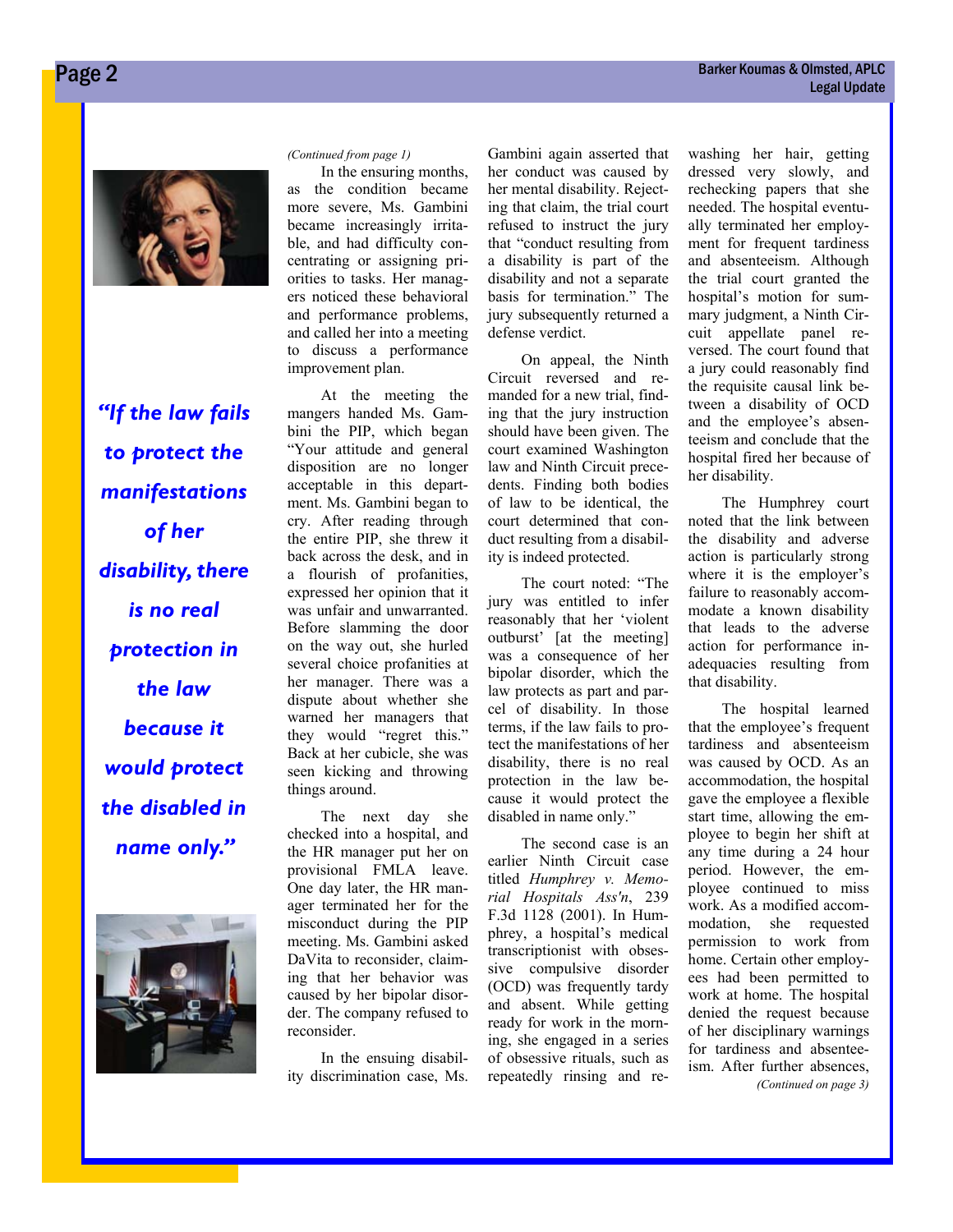*(Continued from page 1)*

In the ensuring months, as the condition became more severe, Ms. Gambini became increasingly irritable, and had difficulty concentrating or assigning priorities to tasks. Her managers noticed these behavioral and performance problems, and called her into a meeting to discuss a performance improvement plan.

At the meeting the mangers handed Ms. Gambini the PIP, which began "Your attitude and general disposition are no longer acceptable in this department. Ms. Gambini began to cry. After reading through the entire PIP, she threw it back across the desk, and in a flourish of profanities, expressed her opinion that it was unfair and unwarranted. Before slamming the door on the way out, she hurled several choice profanities at her manager. There was a dispute about whether she warned her managers that they would "regret this." Back at her cubicle, she was seen kicking and throwing things around.

The next day she checked into a hospital, and the HR manager put her on provisional FMLA leave. One day later, the HR manager terminated her for the misconduct during the PIP meeting. Ms. Gambini asked DaVita to reconsider, claiming that her behavior was caused by her bipolar disorder. The company refused to reconsider.

In the ensuing disability discrimination case, Ms. Gambini again asserted that her conduct was caused by her mental disability. Rejecting that claim, the trial court refused to instruct the jury that "conduct resulting from a disability is part of the disability and not a separate basis for termination." The jury subsequently returned a defense verdict.

> *"If the law fails to protect the manifestations of her disability, there is no real protection in the law because it would protect the disabled in name only."*

On appeal, the Ninth Circuit reversed and remanded for a new trial, finding that the jury instruction should have been given. The court examined Washington law and Ninth Circuit precedents. Finding both bodies of law to be identical, the court determined that conduct resulting from a disability is indeed protected.

The court noted: "The jury was entitled to infer reasonably that her 'violent outburst' [at the meeting] was a consequence of her bipolar disorder, which the law protects as part and parcel of disability. In those terms, if the law fails to protect the manifestations of her disability, there is no real protection in the law because it would protect the disabled in name only."

The second case is an earlier Ninth Circuit case titled *Humphrey v. Memorial Hospitals Ass'n*, 239 F.3d 1128 (2001). In Humphrey, a hospital's medical transcriptionist with obsessive compulsive disorder (OCD) was frequently tardy and absent. While getting ready for work in the morning, she engaged in a series of obsessive rituals, such as repeatedly rinsing and rewashing her hair, getting dressed very slowly, and rechecking papers that she needed. The hospital eventually terminated her employment for frequent tardiness and absenteeism. Although the trial court granted the hospital's motion for summary judgment, a Ninth Circuit appellate panel reversed. The court found that a jury could reasonably find the requisite causal link between a disability of OCD and the employee's absenteeism and conclude that the hospital fired her because of her disability.

The Humphrey court noted that the link between the disability and adverse action is particularly strong where it is the employer's failure to reasonably accommodate a known disability that leads to the adverse action for performance inadequacies resulting from that disability.

The hospital learned that the employee's frequent tardiness and absenteeism was caused by OCD. As an accommodation, the hospital gave the employee a flexible start time, allowing the employee to begin her shift at any time during a 24 hour period. However, the employee continued to miss work. As a modified accommodation, she requested permission to work from home. Certain other employees had been permitted to work at home. The hospital denied the request because of her disciplinary warnings for tardiness and absenteeism. After further absences,

*(Continued on page 3)*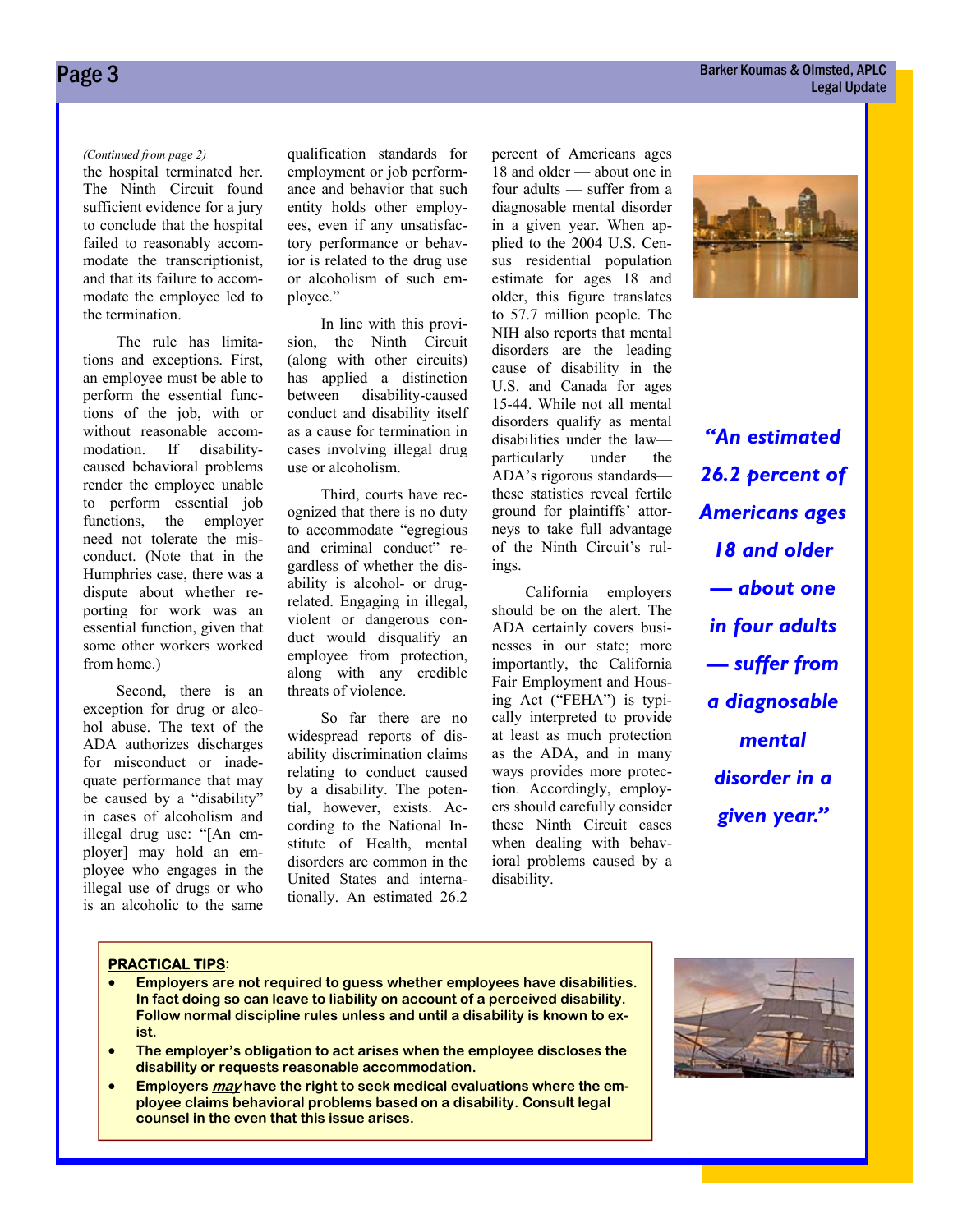*(Continued from page 2)*

the hospital terminated her. The Ninth Circuit found sufficient evidence for a jury to conclude that the hospital failed to reasonably accommodate the transcriptionist, and that its failure to accommodate the employee led to the termination.

The rule has limitations and exceptions. First, an employee must be able to perform the essential functions of the job, with or without reasonable accommodation. If disability-caused behavioral problems render the employee unable to perform essential job functions, the employer need not tolerate the misconduct. (Note that in the Humphries case, there was a dispute about whether reporting for work was an essential function, given that some other workers worked from home.)

Second, there is an exception for drug or alcohol abuse. The text of the ADA authorizes discharges for misconduct or inadequate performance that may be caused by a "disability" in cases of alcoholism and illegal drug use: "[An employer] may hold an employee who engages in the illegal use of drugs or who is an alcoholic to the same qualification standards for employment or job performance and behavior that such entity holds other employees, even if any unsatisfactory performance or behavior is related to the drug use or alcoholism of such employee."

In line with this provision, the Ninth Circuit (along with other circuits) has applied a distinction between disability-caused conduct and disability itself as a cause for termination in cases involving illegal drug use or alcoholism.

Third, courts have recognized that there is no duty to accommodate "egregious and criminal conduct" regardless of whether the disability is alcohol- or drug-related. Engaging in illegal, violent or dangerous conduct would disqualify an employee from protection, along with any credible threats of violence.

So far there are no widespread reports of disability discrimination claims relating to conduct caused by a disability. The potential, however, exists. According to the National Institute of Health, mental disorders are common in the United States and internationally. An estimated 26.2 percent of Americans ages 18 and older — about one in four adults — suffer from a diagnosable mental disorder in a given year. When applied to the 2004 U.S. Census residential population estimate for ages 18 and older, this figure translates to 57.7 million people. The NIH also reports that mental disorders are the leading cause of disability in the U.S. and Canada for ages 15-44. While not all mental disorders qualify as mental disabilities under the law—particularly under the ADA's rigorous standards—these statistics reveal fertile ground for plaintiffs' attorneys to take full advantage of the Ninth Circuit's rulings.

California employers should be on the alert. The ADA certainly covers businesses in our state; more importantly, the California Fair Employment and Housing Act ("FEHA") is typically interpreted to provide at least as much protection as the ADA, and in many ways provides more protection. Accordingly, employers should carefully consider these Ninth Circuit cases when dealing with behavioral problems caused by a disability.

***"An estimated 26.2 percent of Americans ages 18 and older — about one in four adults — suffer from a diagnosable mental disorder in a given year."***

**PRACTICAL TIPS:**

- **Employers are not required to guess whether employees have disabilities. In fact doing so can leave to liability on account of a perceived disability. Follow normal discipline rules unless and until a disability is known to exist.**
- **The employer's obligation to act arises when the employee discloses the disability or requests reasonable accommodation.**
- **Employers *may* have the right to seek medical evaluations where the employee claims behavioral problems based on a disability. Consult legal counsel in the even that this issue arises.**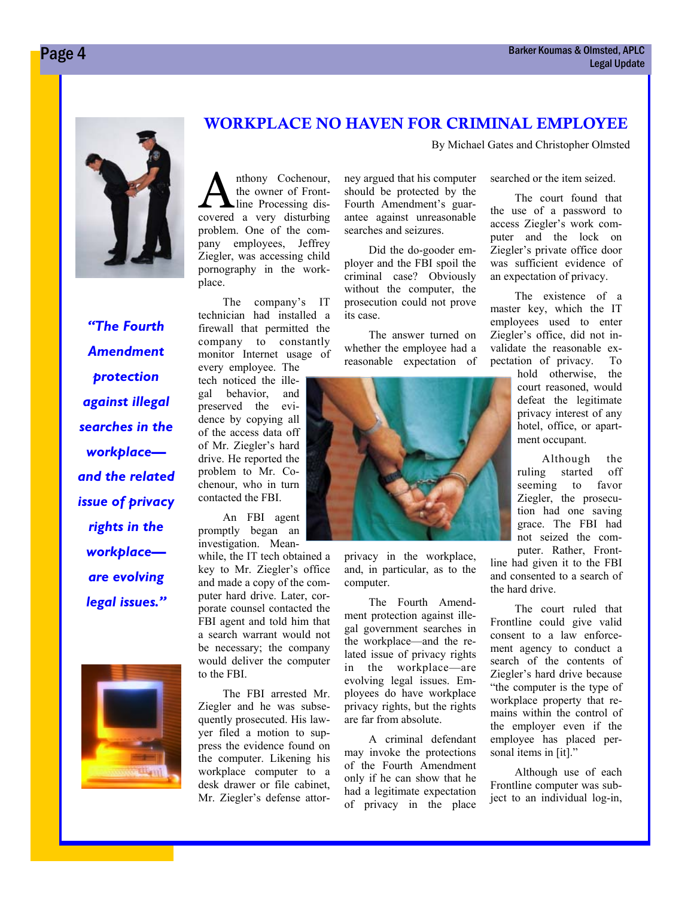# WORKPLACE NO HAVEN FOR CRIMINAL EMPLOYEE

By Michael Gates and Christopher Olmsted

*"The Fourth Amendment protection against illegal searches in the workplace—and the related issue of privacy rights in the workplace—are evolving legal issues."*

Anthony Cochenour, the owner of Frontline Processing discovered a very disturbing problem. One of the company employees, Jeffrey Ziegler, was accessing child pornography in the workplace.

The company's IT technician had installed a firewall that permitted the company to constantly monitor Internet usage of every employee. The tech noticed the illegal behavior, and preserved the evidence by copying all of the access data off of Mr. Ziegler's hard drive. He reported the problem to Mr. Cochenour, who in turn contacted the FBI.

An FBI agent promptly began an investigation. Meanwhile, the IT tech obtained a key to Mr. Ziegler's office and made a copy of the computer hard drive. Later, corporate counsel contacted the FBI agent and told him that a search warrant would not be necessary; the company would deliver the computer to the FBI.

The FBI arrested Mr. Ziegler and he was subsequently prosecuted. His lawyer filed a motion to suppress the evidence found on the computer. Likening his workplace computer to a desk drawer or file cabinet, Mr. Ziegler's defense attorney argued that his computer should be protected by the Fourth Amendment's guarantee against unreasonable searches and seizures.

Did the do-gooder employer and the FBI spoil the criminal case? Obviously without the computer, the prosecution could not prove its case.

The answer turned on whether the employee had a reasonable expectation of privacy in the workplace, and, in particular, as to the computer.

The Fourth Amendment protection against illegal government searches in the workplace—and the related issue of privacy rights in the workplace—are evolving legal issues. Employees do have workplace privacy rights, but the rights are far from absolute.

A criminal defendant may invoke the protections of the Fourth Amendment only if he can show that he had a legitimate expectation of privacy in the place searched or the item seized.

The court found that the use of a password to access Ziegler's work computer and the lock on Ziegler's private office door was sufficient evidence of an expectation of privacy.

The existence of a master key, which the IT employees used to enter Ziegler's office, did not invalidate the reasonable expectation of privacy. To hold otherwise, the court reasoned, would defeat the legitimate privacy interest of any hotel, office, or apartment occupant.

Although the ruling started off seeming to favor Ziegler, the prosecution had one saving grace. The FBI had not seized the computer. Rather, Frontline had given it to the FBI and consented to a search of the hard drive.

The court ruled that Frontline could give valid consent to a law enforcement agency to conduct a search of the contents of Ziegler's hard drive because "the computer is the type of workplace property that remains within the control of the employer even if the employee has placed personal items in [it]."

Although use of each Frontline computer was subject to an individual log-in,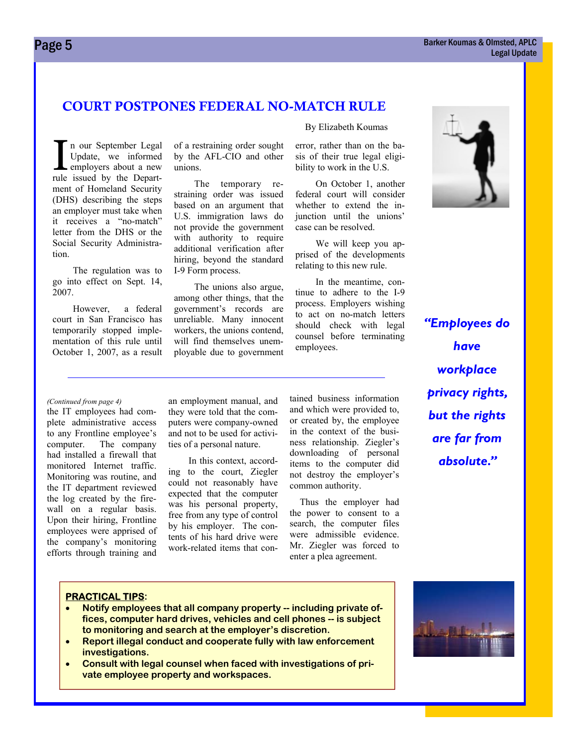## COURT POSTPONES FEDERAL NO-MATCH RULE

By Elizabeth Koumas

In our September Legal Update, we informed employers about a new rule issued by the Department of Homeland Security (DHS) describing the steps an employer must take when it receives a "no-match" letter from the DHS or the Social Security Administration.

The regulation was to go into effect on Sept. 14, 2007.

However, a federal court in San Francisco has temporarily stopped implementation of this rule until October 1, 2007, as a result of a restraining order sought by the AFL-CIO and other unions.

The temporary restraining order was issued based on an argument that U.S. immigration laws do not provide the government with authority to require additional verification after hiring, beyond the standard I-9 Form process.

The unions also argue, among other things, that the government's records are unreliable. Many innocent workers, the unions contend, will find themselves unemployable due to government error, rather than on the basis of their true legal eligibility to work in the U.S.

On October 1, another federal court will consider whether to extend the injunction until the unions' case can be resolved.

We will keep you apprised of the developments relating to this new rule.

In the meantime, continue to adhere to the I-9 process. Employers wishing to act on no-match letters should check with legal counsel before terminating employees.

---

*(Continued from page 4)*

the IT employees had complete administrative access to any Frontline employee's computer. The company had installed a firewall that monitored Internet traffic. Monitoring was routine, and the IT department reviewed the log created by the firewall on a regular basis. Upon their hiring, Frontline employees were apprised of the company's monitoring efforts through training and an employment manual, and they were told that the computers were company-owned and not to be used for activities of a personal nature.

In this context, according to the court, Ziegler could not reasonably have expected that the computer was his personal property, free from any type of control by his employer. The contents of his hard drive were work-related items that contained business information and which were provided to, or created by, the employee in the context of the business relationship. Ziegler's downloading of personal items to the computer did not destroy the employer's common authority.

Thus the employer had the power to consent to a search, the computer files were admissible evidence. Mr. Ziegler was forced to enter a plea agreement.

***"Employees do have workplace privacy rights, but the rights are far from absolute."***

**PRACTICAL TIPS:**

- **Notify employees that all company property -- including private offices, computer hard drives, vehicles and cell phones -- is subject to monitoring and search at the employer's discretion.**
- **Report illegal conduct and cooperate fully with law enforcement investigations.**
- **Consult with legal counsel when faced with investigations of private employee property and workspaces.**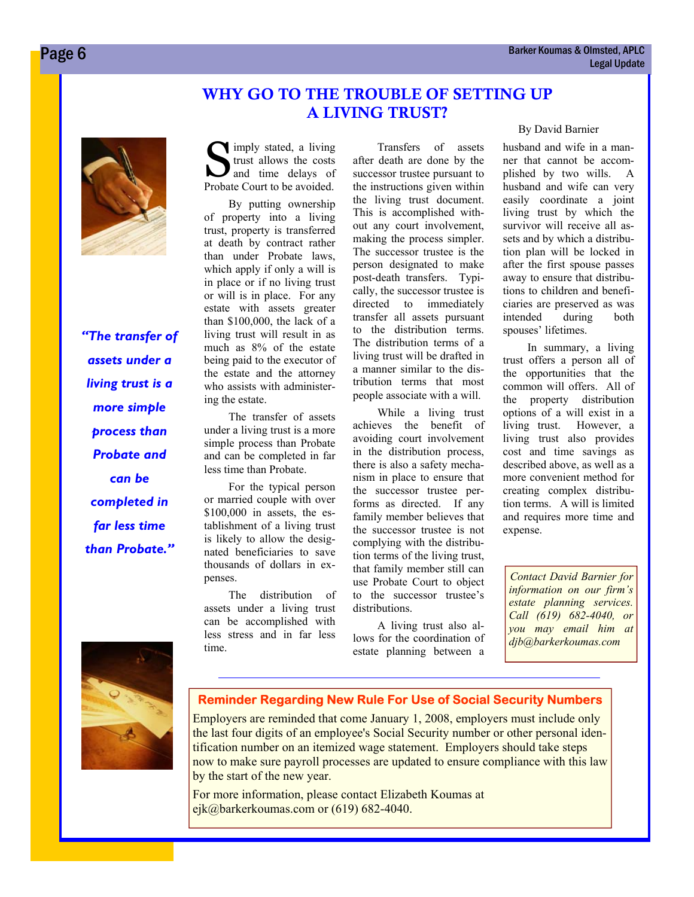# WHY GO TO THE TROUBLE OF SETTING UP A LIVING TRUST?

By David Barnier

*"The transfer of assets under a living trust is a more simple process than Probate and can be completed in far less time than Probate."*

Simply stated, a living trust allows the costs and time delays of Probate Court to be avoided.

By putting ownership of property into a living trust, property is transferred at death by contract rather than under Probate laws, which apply if only a will is in place or if no living trust or will is in place. For any estate with assets greater than $100,000, the lack of a living trust will result in as much as 8% of the estate being paid to the executor of the estate and the attorney who assists with administering the estate.

The transfer of assets under a living trust is a more simple process than Probate and can be completed in far less time than Probate.

For the typical person or married couple with over $100,000 in assets, the establishment of a living trust is likely to allow the designated beneficiaries to save thousands of dollars in expenses.

The distribution of assets under a living trust can be accomplished with less stress and in far less time.

Transfers of assets after death are done by the successor trustee pursuant to the instructions given within the living trust document. This is accomplished without any court involvement, making the process simpler. The successor trustee is the person designated to make post-death transfers. Typically, the successor trustee is directed to immediately transfer all assets pursuant to the distribution terms. The distribution terms of a living trust will be drafted in a manner similar to the distribution terms that most people associate with a will.

While a living trust achieves the benefit of avoiding court involvement in the distribution process, there is also a safety mechanism in place to ensure that the successor trustee performs as directed. If any family member believes that the successor trustee is not complying with the distribution terms of the living trust, that family member still can use Probate Court to object to the successor trustee's distributions.

A living trust also allows for the coordination of estate planning between a husband and wife in a manner that cannot be accomplished by two wills. A husband and wife can very easily coordinate a joint living trust by which the survivor will receive all assets and by which a distribution plan will be locked in after the first spouse passes away to ensure that distributions to children and beneficiaries are preserved as was intended during both spouses' lifetimes.

In summary, a living trust offers a person all of the opportunities that the common will offers. All of the property distribution options of a will exist in a living trust. However, a living trust also provides cost and time savings as described above, as well as a more convenient method for creating complex distribution terms. A will is limited and requires more time and expense.

*Contact David Barnier for information on our firm's estate planning services. Call (619) 682-4040, or you may email him at djb@barkerkoumas.com*

---

## Reminder Regarding New Rule For Use of Social Security Numbers

Employers are reminded that come January 1, 2008, employers must include only the last four digits of an employee's Social Security number or other personal identification number on an itemized wage statement. Employers should take steps now to make sure payroll processes are updated to ensure compliance with this law by the start of the new year.

For more information, please contact Elizabeth Koumas at ejk@barkerkoumas.com or (619) 682-4040.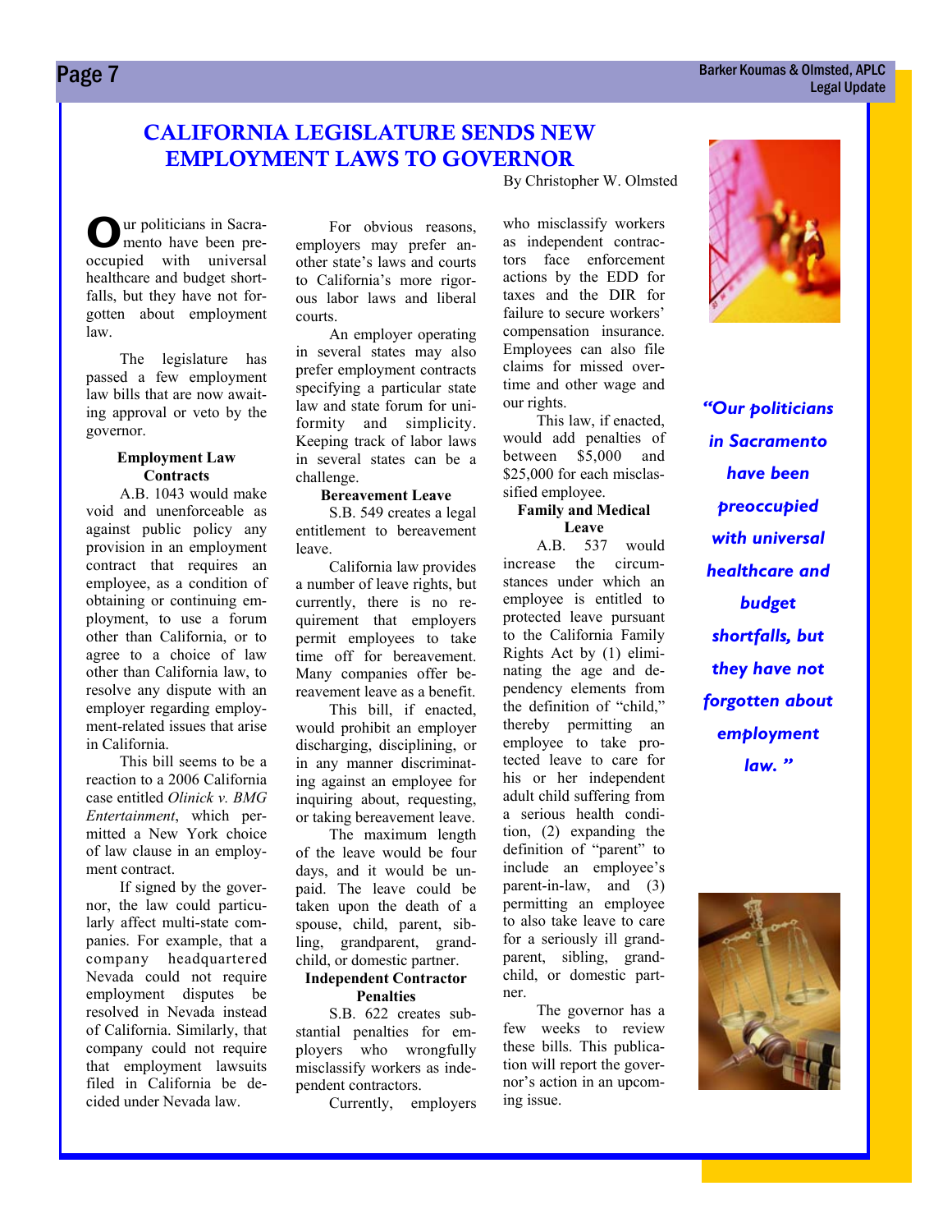# CALIFORNIA LEGISLATURE SENDS NEW EMPLOYMENT LAWS TO GOVERNOR

By Christopher W. Olmsted

Our politicians in Sacramento have been preoccupied with universal healthcare and budget shortfalls, but they have not forgotten about employment law.

The legislature has passed a few employment law bills that are now awaiting approval or veto by the governor.

### Employment Law Contracts

A.B. 1043 would make void and unenforceable as against public policy any provision in an employment contract that requires an employee, as a condition of obtaining or continuing employment, to use a forum other than California, or to agree to a choice of law other than California law, to resolve any dispute with an employer regarding employment-related issues that arise in California.

This bill seems to be a reaction to a 2006 California case entitled *Olinick v. BMG Entertainment*, which permitted a New York choice of law clause in an employment contract.

If signed by the governor, the law could particularly affect multi-state companies. For example, that a company headquartered Nevada could not require employment disputes be resolved in Nevada instead of California. Similarly, that company could not require that employment lawsuits filed in California be decided under Nevada law.

For obvious reasons, employers may prefer another state's laws and courts to California's more rigorous labor laws and liberal courts.

An employer operating in several states may also prefer employment contracts specifying a particular state law and state forum for uniformity and simplicity. Keeping track of labor laws in several states can be a challenge.

### Bereavement Leave

S.B. 549 creates a legal entitlement to bereavement leave.

California law provides a number of leave rights, but currently, there is no requirement that employers permit employees to take time off for bereavement. Many companies offer bereavement leave as a benefit.

This bill, if enacted, would prohibit an employer discharging, disciplining, or in any manner discriminating against an employee for inquiring about, requesting, or taking bereavement leave.

The maximum length of the leave would be four days, and it would be unpaid. The leave could be taken upon the death of a spouse, child, parent, sibling, grandparent, grandchild, or domestic partner.

### Independent Contractor Penalties

S.B. 622 creates substantial penalties for employers who wrongfully misclassify workers as independent contractors.

Currently, employers who misclassify workers as independent contractors face enforcement actions by the EDD for taxes and the DIR for failure to secure workers' compensation insurance. Employees can also file claims for missed overtime and other wage and our rights.

This law, if enacted, would add penalties of between \$5,000 and \$25,000 for each misclassified employee.

### Family and Medical Leave

A.B. 537 would increase the circumstances under which an employee is entitled to protected leave pursuant to the California Family Rights Act by (1) eliminating the age and dependency elements from the definition of "child," thereby permitting an employee to take protected leave to care for his or her independent adult child suffering from a serious health condition, (2) expanding the definition of "parent" to include an employee's parent-in-law, and (3) permitting an employee to also take leave to care for a seriously ill grandparent, sibling, grandchild, or domestic partner.

The governor has a few weeks to review these bills. This publication will report the governor's action in an upcoming issue.

> *"Our politicians in Sacramento have been preoccupied with universal healthcare and budget shortfalls, but they have not forgotten about employment law."*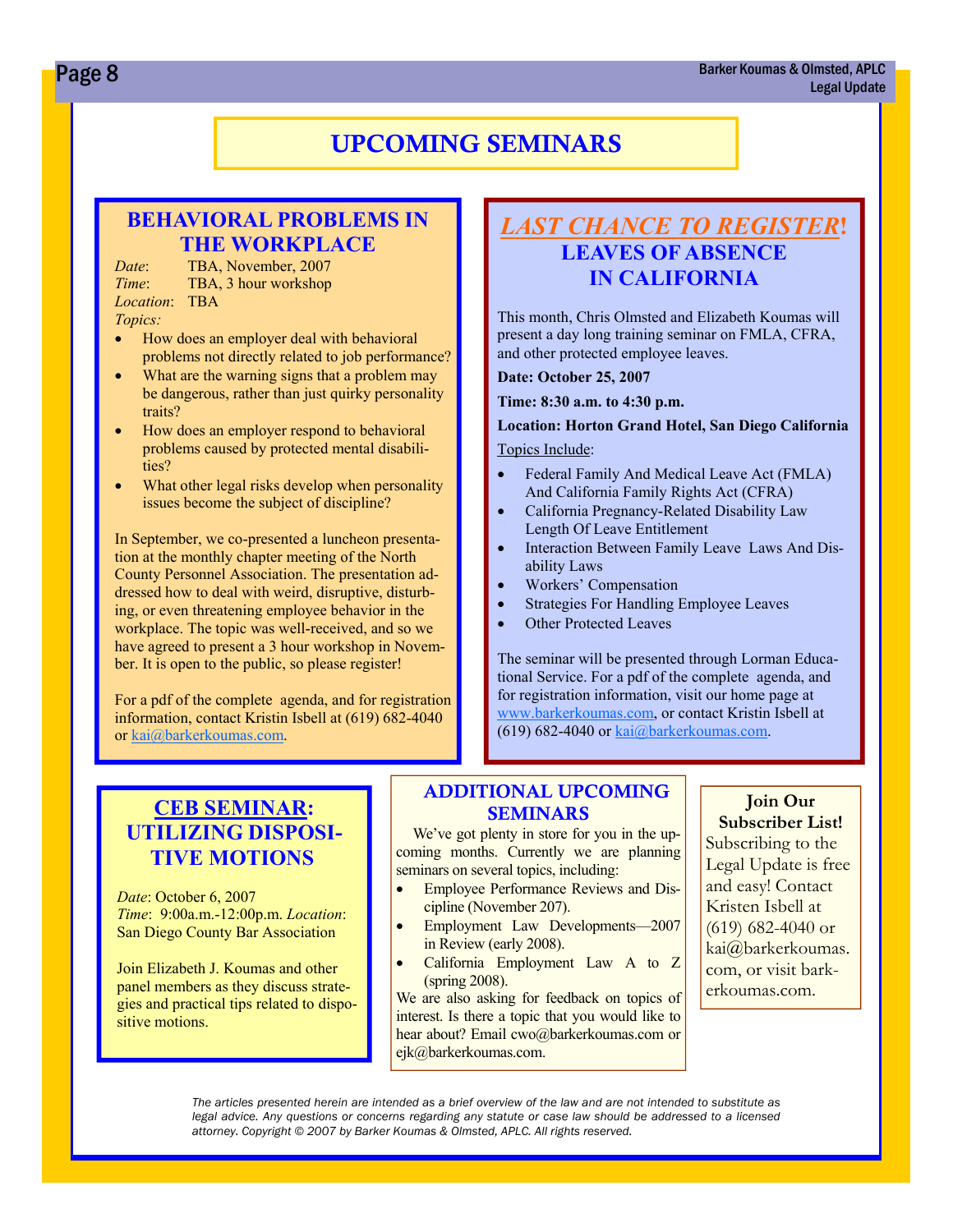# UPCOMING SEMINARS

## BEHAVIORAL PROBLEMS IN THE WORKPLACE

*Date*: TBA, November, 2007
*Time*: TBA, 3 hour workshop
*Location*: TBA
*Topics:*

- How does an employer deal with behavioral problems not directly related to job performance?
- What are the warning signs that a problem may be dangerous, rather than just quirky personality traits?
- How does an employer respond to behavioral problems caused by protected mental disabilities?
- What other legal risks develop when personality issues become the subject of discipline?

In September, we co-presented a luncheon presentation at the monthly chapter meeting of the North County Personnel Association. The presentation addressed how to deal with weird, disruptive, disturbing, or even threatening employee behavior in the workplace. The topic was well-received, and so we have agreed to present a 3 hour workshop in November. It is open to the public, so please register!

For a pdf of the complete agenda, and for registration information, contact Kristin Isbell at (619) 682-4040 or kai@barkerkoumas.com.

## *LAST CHANCE TO REGISTER!* LEAVES OF ABSENCE IN CALIFORNIA

This month, Chris Olmsted and Elizabeth Koumas will present a day long training seminar on FMLA, CFRA, and other protected employee leaves.

**Date: October 25, 2007**

**Time: 8:30 a.m. to 4:30 p.m.**

**Location: Horton Grand Hotel, San Diego California**

Topics Include:

- Federal Family And Medical Leave Act (FMLA) And California Family Rights Act (CFRA)
- California Pregnancy-Related Disability Law Length Of Leave Entitlement
- Interaction Between Family Leave Laws And Disability Laws
- Workers' Compensation
- Strategies For Handling Employee Leaves
- Other Protected Leaves

The seminar will be presented through Lorman Educational Service. For a pdf of the complete agenda, and for registration information, visit our home page at www.barkerkoumas.com, or contact Kristin Isbell at (619) 682-4040 or kai@barkerkoumas.com.

## CEB SEMINAR: UTILIZING DISPOSITIVE MOTIONS

*Date*: October 6, 2007
*Time*: 9:00a.m.-12:00p.m. *Location*: San Diego County Bar Association

Join Elizabeth J. Koumas and other panel members as they discuss strategies and practical tips related to dispositive motions.

## ADDITIONAL UPCOMING SEMINARS

We've got plenty in store for you in the upcoming months. Currently we are planning seminars on several topics, including:

- Employee Performance Reviews and Discipline (November 207).
- Employment Law Developments—2007 in Review (early 2008).
- California Employment Law A to Z (spring 2008).

We are also asking for feedback on topics of interest. Is there a topic that you would like to hear about? Email cwo@barkerkoumas.com or ejk@barkerkoumas.com.

## Join Our Subscriber List!

Subscribing to the Legal Update is free and easy! Contact Kristen Isbell at (619) 682-4040 or kai@barkerkoumas.com, or visit barkerkoumas.com.

*The articles presented herein are intended as a brief overview of the law and are not intended to substitute as legal advice. Any questions or concerns regarding any statute or case law should be addressed to a licensed attorney. Copyright © 2007 by Barker Koumas & Olmsted, APLC. All rights reserved.*